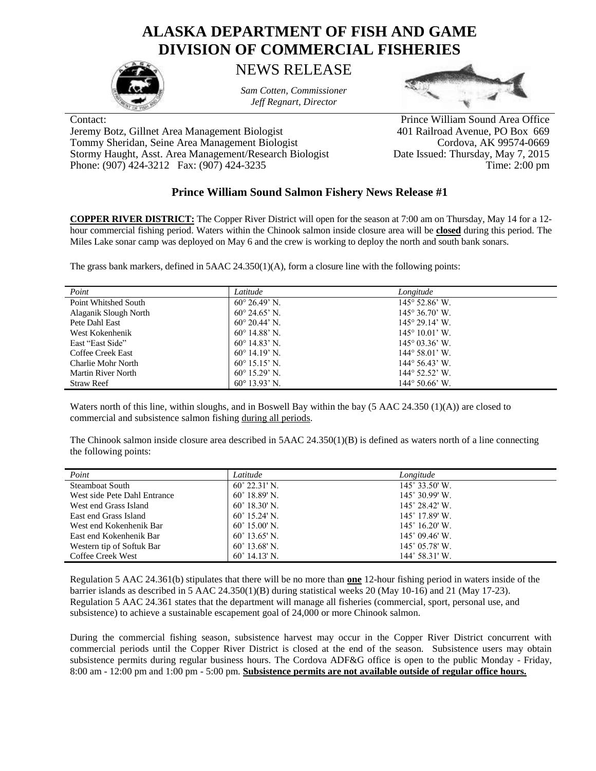# ALASKA DEPARTMENT OF FISH AND GAME
# DIVISION OF COMMERCIAL FISHERIES

## NEWS RELEASE

*Sam Cotten, Commissioner*
*Jeff Regnart, Director*

Contact:
Jeremy Botz, Gillnet Area Management Biologist
Tommy Sheridan, Seine Area Management Biologist
Stormy Haught, Asst. Area Management/Research Biologist
Phone: (907) 424-3212 Fax: (907) 424-3235

Prince William Sound Area Office
401 Railroad Avenue, PO Box 669
Cordova, AK 99574-0669
Date Issued: Thursday, May 7, 2015
Time: 2:00 pm

### Prince William Sound Salmon Fishery News Release #1

**COPPER RIVER DISTRICT:** The Copper River District will open for the season at 7:00 am on Thursday, May 14 for a 12-hour commercial fishing period. Waters within the Chinook salmon inside closure area will be **closed** during this period. The Miles Lake sonar camp was deployed on May 6 and the crew is working to deploy the north and south bank sonars.

The grass bank markers, defined in 5AAC 24.350(1)(A), form a closure line with the following points:

| *Point* | *Latitude* | *Longitude* |
|---|---|---|
| Point Whitshed South | 60° 26.49' N. | 145° 52.86' W. |
| Alaganik Slough North | 60° 24.65' N. | 145° 36.70' W. |
| Pete Dahl East | 60° 20.44' N. | 145° 29.14' W. |
| West Kokenhenik | 60° 14.88' N. | 145° 10.01' W. |
| East "East Side" | 60° 14.83' N. | 145° 03.36' W. |
| Coffee Creek East | 60° 14.19' N. | 144° 58.01' W. |
| Charlie Mohr North | 60° 15.15' N. | 144° 56.43' W. |
| Martin River North | 60° 15.29' N. | 144° 52.52' W. |
| Straw Reef | 60° 13.93' N. | 144° 50.66' W. |

Waters north of this line, within sloughs, and in Boswell Bay within the bay (5 AAC 24.350 (1)(A)) are closed to commercial and subsistence salmon fishing during all periods.

The Chinook salmon inside closure area described in 5AAC 24.350(1)(B) is defined as waters north of a line connecting the following points:

| *Point* | *Latitude* | *Longitude* |
|---|---|---|
| Steamboat South | 60˚ 22.31' N. | 145˚ 33.50' W. |
| West side Pete Dahl Entrance | 60˚ 18.89' N. | 145˚ 30.99' W. |
| West end Grass Island | 60˚ 18.30' N. | 145˚ 28.42' W. |
| East end Grass Island | 60˚ 15.24' N. | 145˚ 17.89' W. |
| West end Kokenhenik Bar | 60˚ 15.00' N. | 145˚ 16.20' W. |
| East end Kokenhenik Bar | 60˚ 13.65' N. | 145˚ 09.46' W. |
| Western tip of Softuk Bar | 60˚ 13.68' N. | 145˚ 05.78' W. |
| Coffee Creek West | 60˚ 14.13' N. | 144˚ 58.31' W. |

Regulation 5 AAC 24.361(b) stipulates that there will be no more than **one** 12-hour fishing period in waters inside of the barrier islands as described in 5 AAC 24.350(1)(B) during statistical weeks 20 (May 10-16) and 21 (May 17-23). Regulation 5 AAC 24.361 states that the department will manage all fisheries (commercial, sport, personal use, and subsistence) to achieve a sustainable escapement goal of 24,000 or more Chinook salmon.

During the commercial fishing season, subsistence harvest may occur in the Copper River District concurrent with commercial periods until the Copper River District is closed at the end of the season. Subsistence users may obtain subsistence permits during regular business hours. The Cordova ADF&G office is open to the public Monday - Friday, 8:00 am - 12:00 pm and 1:00 pm - 5:00 pm. **Subsistence permits are not available outside of regular office hours.**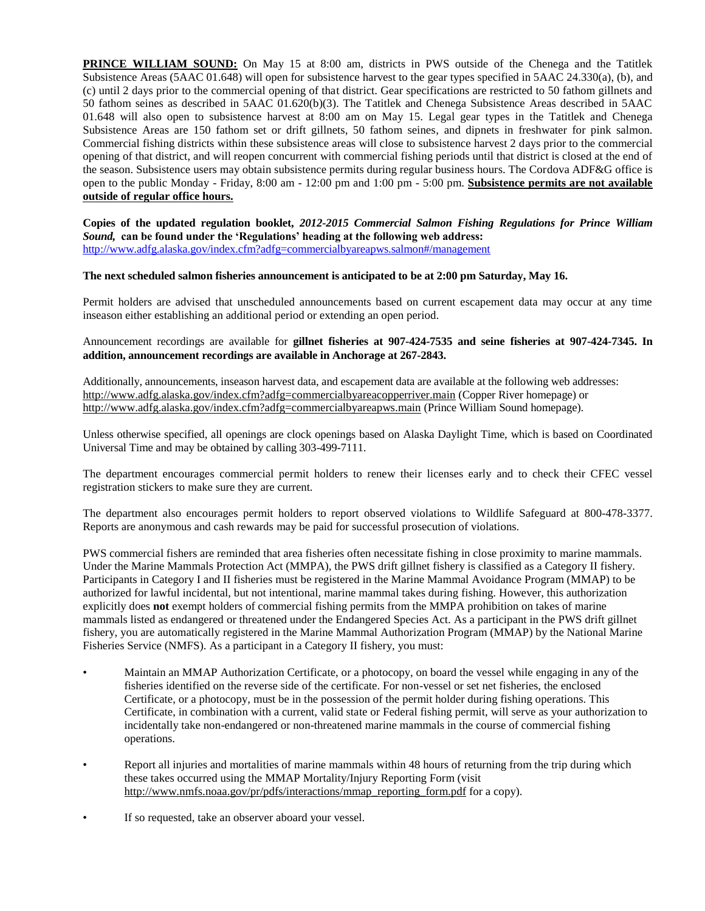**PRINCE WILLIAM SOUND:** On May 15 at 8:00 am, districts in PWS outside of the Chenega and the Tatitlek Subsistence Areas (5AAC 01.648) will open for subsistence harvest to the gear types specified in 5AAC 24.330(a), (b), and (c) until 2 days prior to the commercial opening of that district. Gear specifications are restricted to 50 fathom gillnets and 50 fathom seines as described in 5AAC 01.620(b)(3). The Tatitlek and Chenega Subsistence Areas described in 5AAC 01.648 will also open to subsistence harvest at 8:00 am on May 15. Legal gear types in the Tatitlek and Chenega Subsistence Areas are 150 fathom set or drift gillnets, 50 fathom seines, and dipnets in freshwater for pink salmon. Commercial fishing districts within these subsistence areas will close to subsistence harvest 2 days prior to the commercial opening of that district, and will reopen concurrent with commercial fishing periods until that district is closed at the end of the season. Subsistence users may obtain subsistence permits during regular business hours. The Cordova ADF&G office is open to the public Monday - Friday, 8:00 am - 12:00 pm and 1:00 pm - 5:00 pm. **Subsistence permits are not available outside of regular office hours.**

**Copies of the updated regulation booklet, *2012-2015 Commercial Salmon Fishing Regulations for Prince William Sound*, can be found under the 'Regulations' heading at the following web address:**
http://www.adfg.alaska.gov/index.cfm?adfg=commercialbyareapws.salmon#/management

**The next scheduled salmon fisheries announcement is anticipated to be at 2:00 pm Saturday, May 16.**

Permit holders are advised that unscheduled announcements based on current escapement data may occur at any time inseason either establishing an additional period or extending an open period.

Announcement recordings are available for **gillnet fisheries at 907-424-7535 and seine fisheries at 907-424-7345. In addition, announcement recordings are available in Anchorage at 267-2843.**

Additionally, announcements, inseason harvest data, and escapement data are available at the following web addresses:
http://www.adfg.alaska.gov/index.cfm?adfg=commercialbyareacopperriver.main (Copper River homepage) or
http://www.adfg.alaska.gov/index.cfm?adfg=commercialbyareapws.main (Prince William Sound homepage).

Unless otherwise specified, all openings are clock openings based on Alaska Daylight Time, which is based on Coordinated Universal Time and may be obtained by calling 303-499-7111.

The department encourages commercial permit holders to renew their licenses early and to check their CFEC vessel registration stickers to make sure they are current.

The department also encourages permit holders to report observed violations to Wildlife Safeguard at 800-478-3377. Reports are anonymous and cash rewards may be paid for successful prosecution of violations.

PWS commercial fishers are reminded that area fisheries often necessitate fishing in close proximity to marine mammals. Under the Marine Mammals Protection Act (MMPA), the PWS drift gillnet fishery is classified as a Category II fishery. Participants in Category I and II fisheries must be registered in the Marine Mammal Avoidance Program (MMAP) to be authorized for lawful incidental, but not intentional, marine mammal takes during fishing. However, this authorization explicitly does **not** exempt holders of commercial fishing permits from the MMPA prohibition on takes of marine mammals listed as endangered or threatened under the Endangered Species Act. As a participant in the PWS drift gillnet fishery, you are automatically registered in the Marine Mammal Authorization Program (MMAP) by the National Marine Fisheries Service (NMFS). As a participant in a Category II fishery, you must:

- Maintain an MMAP Authorization Certificate, or a photocopy, on board the vessel while engaging in any of the fisheries identified on the reverse side of the certificate. For non-vessel or set net fisheries, the enclosed Certificate, or a photocopy, must be in the possession of the permit holder during fishing operations. This Certificate, in combination with a current, valid state or Federal fishing permit, will serve as your authorization to incidentally take non-endangered or non-threatened marine mammals in the course of commercial fishing operations.
- Report all injuries and mortalities of marine mammals within 48 hours of returning from the trip during which these takes occurred using the MMAP Mortality/Injury Reporting Form (visit http://www.nmfs.noaa.gov/pr/pdfs/interactions/mmap_reporting_form.pdf for a copy).
- If so requested, take an observer aboard your vessel.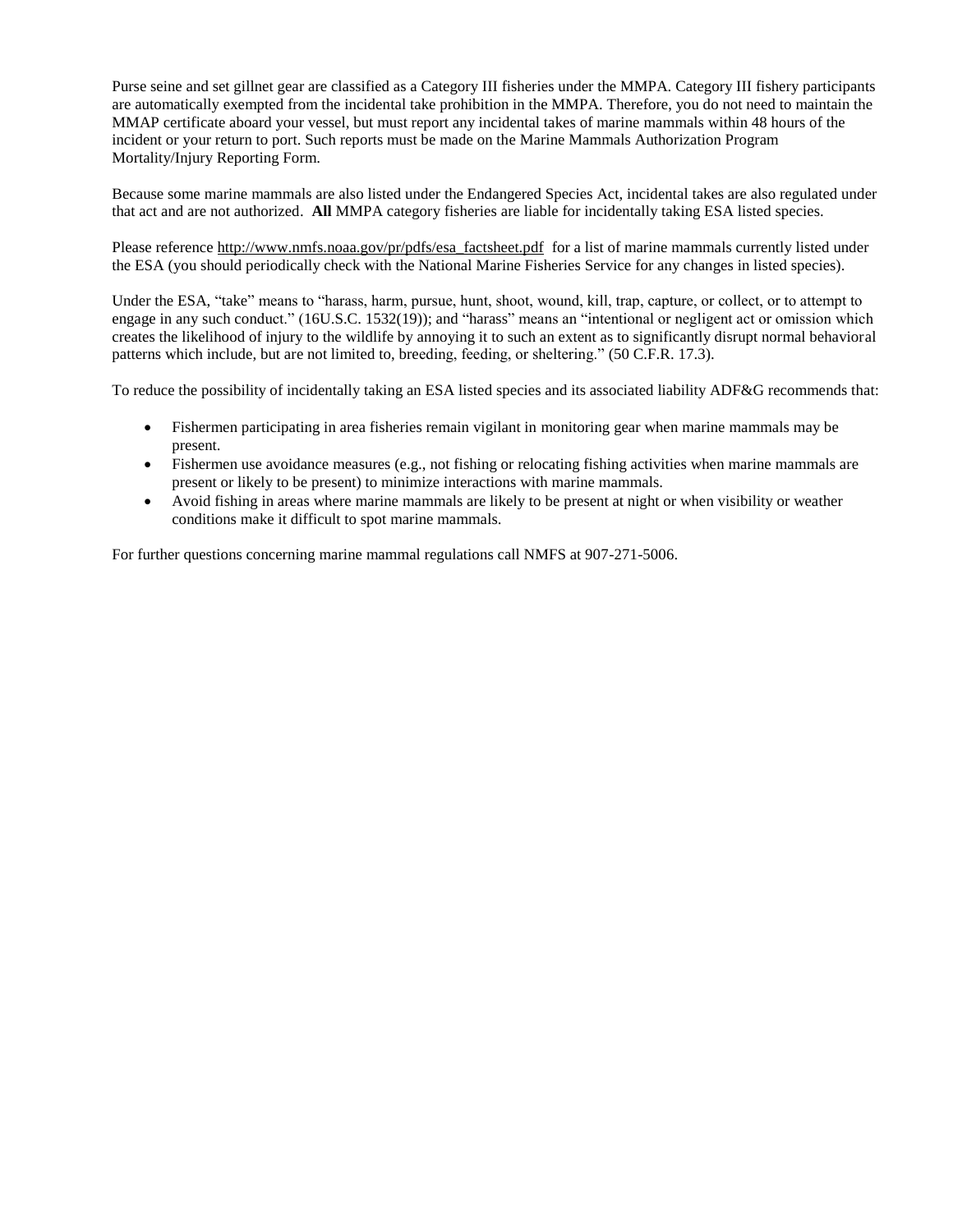Purse seine and set gillnet gear are classified as a Category III fisheries under the MMPA. Category III fishery participants are automatically exempted from the incidental take prohibition in the MMPA. Therefore, you do not need to maintain the MMAP certificate aboard your vessel, but must report any incidental takes of marine mammals within 48 hours of the incident or your return to port. Such reports must be made on the Marine Mammals Authorization Program Mortality/Injury Reporting Form.

Because some marine mammals are also listed under the Endangered Species Act, incidental takes are also regulated under that act and are not authorized. **All** MMPA category fisheries are liable for incidentally taking ESA listed species.

Please reference http://www.nmfs.noaa.gov/pr/pdfs/esa_factsheet.pdf for a list of marine mammals currently listed under the ESA (you should periodically check with the National Marine Fisheries Service for any changes in listed species).

Under the ESA, "take" means to "harass, harm, pursue, hunt, shoot, wound, kill, trap, capture, or collect, or to attempt to engage in any such conduct." (16U.S.C. 1532(19)); and "harass" means an "intentional or negligent act or omission which creates the likelihood of injury to the wildlife by annoying it to such an extent as to significantly disrupt normal behavioral patterns which include, but are not limited to, breeding, feeding, or sheltering." (50 C.F.R. 17.3).

To reduce the possibility of incidentally taking an ESA listed species and its associated liability ADF&G recommends that:

- Fishermen participating in area fisheries remain vigilant in monitoring gear when marine mammals may be present.
- Fishermen use avoidance measures (e.g., not fishing or relocating fishing activities when marine mammals are present or likely to be present) to minimize interactions with marine mammals.
- Avoid fishing in areas where marine mammals are likely to be present at night or when visibility or weather conditions make it difficult to spot marine mammals.

For further questions concerning marine mammal regulations call NMFS at 907-271-5006.